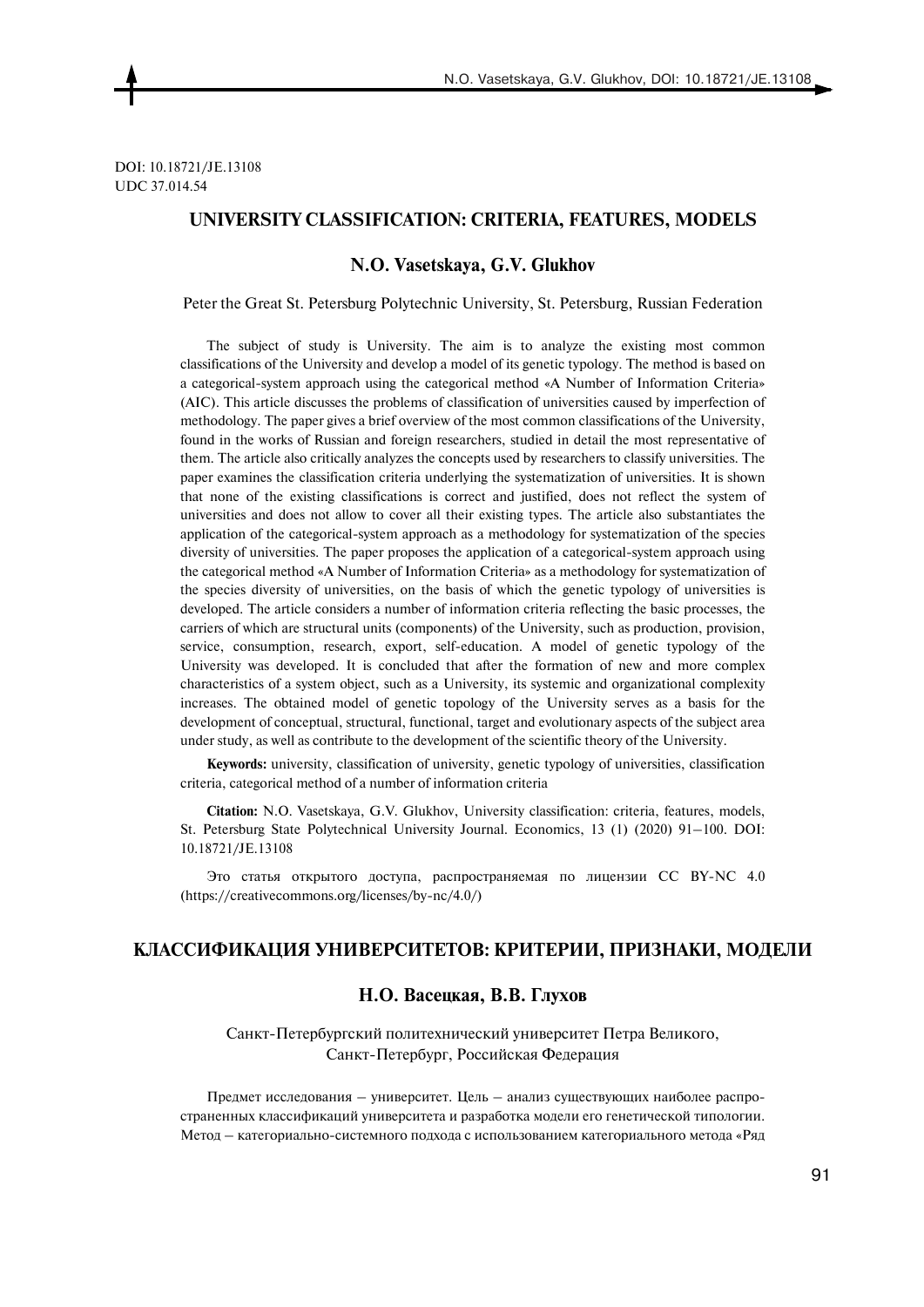DOI: 10.18721/JE.13108
UDC 37.014.54

# UNIVERSITY CLASSIFICATION: CRITERIA, FEATURES, MODELS

## N.O. Vasetskaya, G.V. Glukhov

Peter the Great St. Petersburg Polytechnic University, St. Petersburg, Russian Federation

The subject of study is University. The aim is to analyze the existing most common classifications of the University and develop a model of its genetic typology. The method is based on a categorical-system approach using the categorical method «A Number of Information Criteria» (AIC). This article discusses the problems of classification of universities caused by imperfection of methodology. The paper gives a brief overview of the most common classifications of the University, found in the works of Russian and foreign researchers, studied in detail the most representative of them. The article also critically analyzes the concepts used by researchers to classify universities. The paper examines the classification criteria underlying the systematization of universities. It is shown that none of the existing classifications is correct and justified, does not reflect the system of universities and does not allow to cover all their existing types. The article also substantiates the application of the categorical-system approach as a methodology for systematization of the species diversity of universities. The paper proposes the application of a categorical-system approach using the categorical method «A Number of Information Criteria» as a methodology for systematization of the species diversity of universities, on the basis of which the genetic typology of universities is developed. The article considers a number of information criteria reflecting the basic processes, the carriers of which are structural units (components) of the University, such as production, provision, service, consumption, research, export, self-education. A model of genetic typology of the University was developed. It is concluded that after the formation of new and more complex characteristics of a system object, such as a University, its systemic and organizational complexity increases. The obtained model of genetic topology of the University serves as a basis for the development of conceptual, structural, functional, target and evolutionary aspects of the subject area under study, as well as contribute to the development of the scientific theory of the University.

**Keywords:** university, classification of university, genetic typology of universities, classification criteria, categorical method of a number of information criteria

**Citation:** N.O. Vasetskaya, G.V. Glukhov, University classification: criteria, features, models, St. Petersburg State Polytechnical University Journal. Economics, 13 (1) (2020) 91–100. DOI: 10.18721/JE.13108

Это статья открытого доступа, распространяемая по лицензии CC BY-NC 4.0 (https://creativecommons.org/licenses/by-nc/4.0/)

# КЛАССИФИКАЦИЯ УНИВЕРСИТЕТОВ: КРИТЕРИИ, ПРИЗНАКИ, МОДЕЛИ

## Н.О. Васецкая, В.В. Глухов

Санкт-Петербургский политехнический университет Петра Великого, Санкт-Петербург, Российская Федерация

Предмет исследования – университет. Цель – анализ существующих наиболее распространенных классификаций университета и разработка модели его генетической типологии. Метод – категориально-системного подхода с использованием категориального метода «Ряд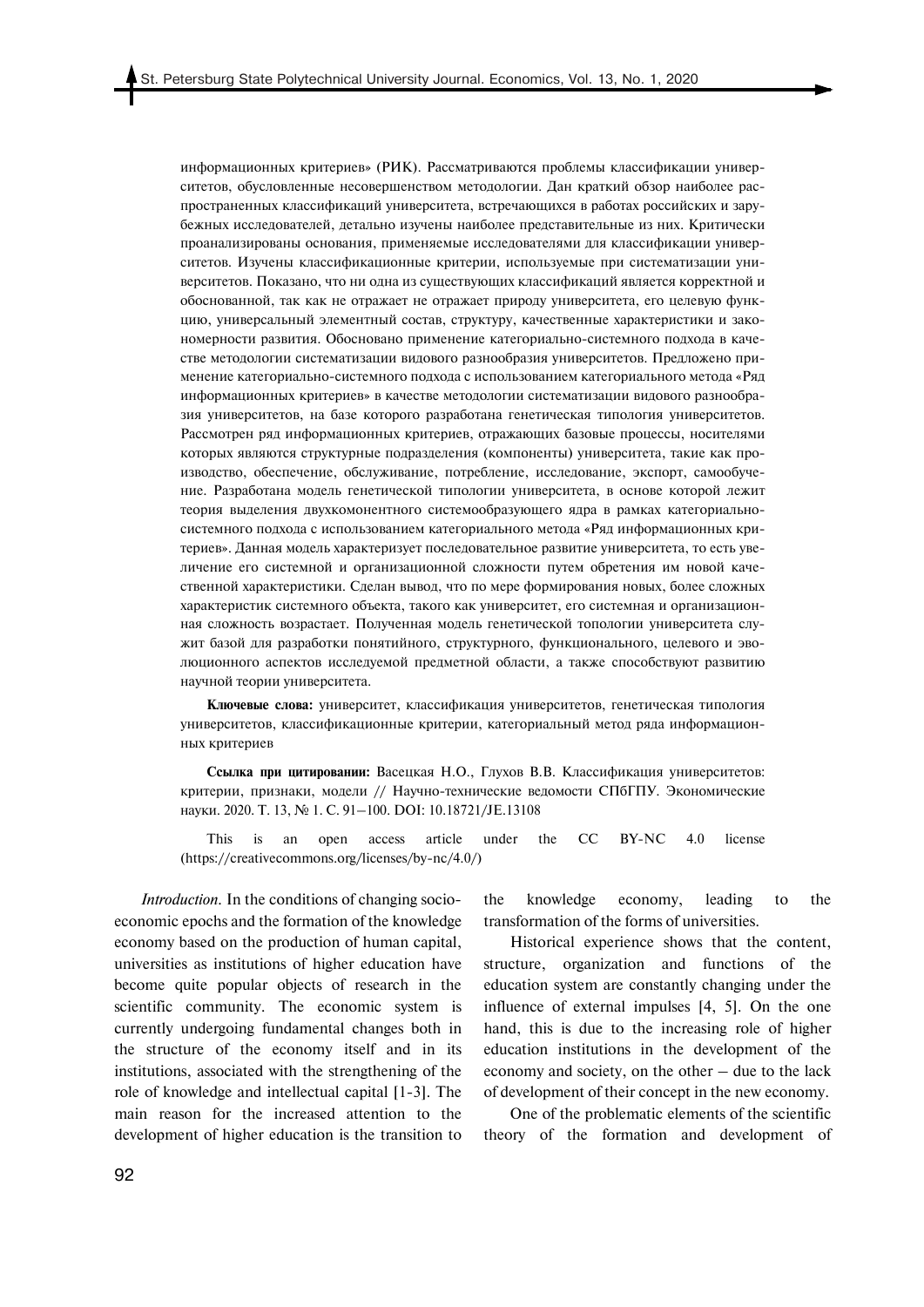информационных критериев» (РИК). Рассматриваются проблемы классификации университетов, обусловленные несовершенством методологии. Дан краткий обзор наиболее распространенных классификаций университета, встречающихся в работах российских и зарубежных исследователей, детально изучены наиболее представительные из них. Критически проанализированы основания, применяемые исследователями для классификации университетов. Изучены классификационные критерии, используемые при систематизации университетов. Показано, что ни одна из существующих классификаций является корректной и обоснованной, так как не отражает не отражает природу университета, его целевую функцию, универсальный элементный состав, структуру, качественные характеристики и закономерности развития. Обосновано применение категориально-системного подхода в качестве методологии систематизации видового разнообразия университетов. Предложено применение категориально-системного подхода с использованием категориального метода «Ряд информационных критериев» в качестве методологии систематизации видового разнообразия университетов, на базе которого разработана генетическая типология университетов. Рассмотрен ряд информационных критериев, отражающих базовые процессы, носителями которых являются структурные подразделения (компоненты) университета, такие как производство, обеспечение, обслуживание, потребление, исследование, экспорт, самообучение. Разработана модель генетической типологии университета, в основе которой лежит теория выделения двухкомонентного системообразующего ядра в рамках категориально-системного подхода с использованием категориального метода «Ряд информационных критериев». Данная модель характеризует последовательное развитие университета, то есть увеличение его системной и организационной сложности путем обретения им новой качественной характеристики. Сделан вывод, что по мере формирования новых, более сложных характеристик системного объекта, такого как университет, его системная и организационная сложность возрастает. Полученная модель генетической топологии университета служит базой для разработки понятийного, структурного, функционального, целевого и эволюционного аспектов исследуемой предметной области, а также способствуют развитию научной теории университета.

**Ключевые слова:** университет, классификация университетов, генетическая типология университетов, классификационные критерии, категориальный метод ряда информационных критериев

**Ссылка при цитировании:** Васецкая Н.О., Глухов В.В. Классификация университетов: критерии, признаки, модели // Научно-технические ведомости СПбГПУ. Экономические науки. 2020. Т. 13, № 1. С. 91–100. DOI: 10.18721/JE.13108

This is an open access article under the CC BY-NC 4.0 license (https://creativecommons.org/licenses/by-nc/4.0/)

*Introduction.* In the conditions of changing socio-economic epochs and the formation of the knowledge economy based on the production of human capital, universities as institutions of higher education have become quite popular objects of research in the scientific community. The economic system is currently undergoing fundamental changes both in the structure of the economy itself and in its institutions, associated with the strengthening of the role of knowledge and intellectual capital [1-3]. The main reason for the increased attention to the development of higher education is the transition to the knowledge economy, leading to the transformation of the forms of universities.

Historical experience shows that the content, structure, organization and functions of the education system are constantly changing under the influence of external impulses [4, 5]. On the one hand, this is due to the increasing role of higher education institutions in the development of the economy and society, on the other – due to the lack of development of their concept in the new economy.

One of the problematic elements of the scientific theory of the formation and development of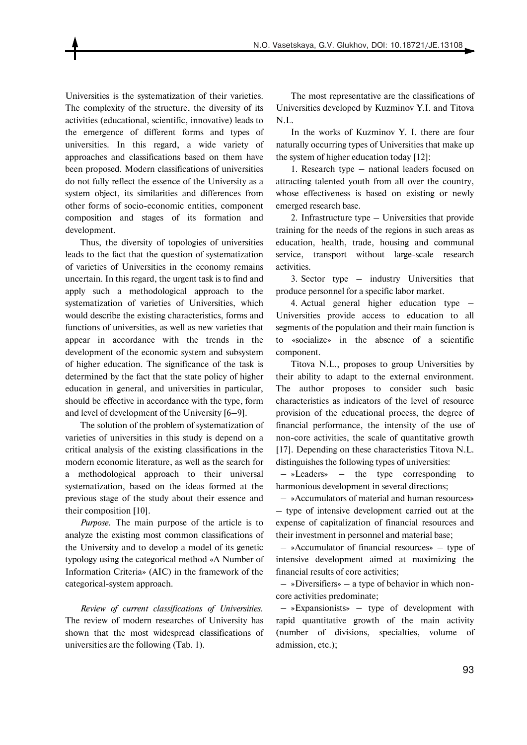Universities is the systematization of their varieties. The complexity of the structure, the diversity of its activities (educational, scientific, innovative) leads to the emergence of different forms and types of universities. In this regard, a wide variety of approaches and classifications based on them have been proposed. Modern classifications of universities do not fully reflect the essence of the University as a system object, its similarities and differences from other forms of socio-economic entities, component composition and stages of its formation and development.

Thus, the diversity of topologies of universities leads to the fact that the question of systematization of varieties of Universities in the economy remains uncertain. In this regard, the urgent task is to find and apply such a methodological approach to the systematization of varieties of Universities, which would describe the existing characteristics, forms and functions of universities, as well as new varieties that appear in accordance with the trends in the development of the economic system and subsystem of higher education. The significance of the task is determined by the fact that the state policy of higher education in general, and universities in particular, should be effective in accordance with the type, form and level of development of the University [6–9].

The solution of the problem of systematization of varieties of universities in this study is depend on a critical analysis of the existing classifications in the modern economic literature, as well as the search for a methodological approach to their universal systematization, based on the ideas formed at the previous stage of the study about their essence and their composition [10].

*Purpose.* The main purpose of the article is to analyze the existing most common classifications of the University and to develop a model of its genetic typology using the categorical method «A Number of Information Criteria» (AIC) in the framework of the categorical-system approach.

*Review of current classifications of Universities.* The review of modern researches of University has shown that the most widespread classifications of universities are the following (Tab. 1).

The most representative are the classifications of Universities developed by Kuzminov Y.I. and Titova N.L.

In the works of Kuzminov Y. I. there are four naturally occurring types of Universities that make up the system of higher education today [12]:

1. Research type – national leaders focused on attracting talented youth from all over the country, whose effectiveness is based on existing or newly emerged research base.

2. Infrastructure type – Universities that provide training for the needs of the regions in such areas as education, health, trade, housing and communal service, transport without large-scale research activities.

3. Sector type – industry Universities that produce personnel for a specific labor market.

4. Actual general higher education type – Universities provide access to education to all segments of the population and their main function is to «socialize» in the absence of a scientific component.

Titova N.L., proposes to group Universities by their ability to adapt to the external environment. The author proposes to consider such basic characteristics as indicators of the level of resource provision of the educational process, the degree of financial performance, the intensity of the use of non-core activities, the scale of quantitative growth [17]. Depending on these characteristics Titova N.L. distinguishes the following types of universities:

– »Leaders» – the type corresponding to harmonious development in several directions;

– »Accumulators of material and human resources» – type of intensive development carried out at the expense of capitalization of financial resources and their investment in personnel and material base;

– »Accumulator of financial resources» – type of intensive development aimed at maximizing the financial results of core activities;

– »Diversifiers» – a type of behavior in which non-core activities predominate;

– »Expansionists» – type of development with rapid quantitative growth of the main activity (number of divisions, specialties, volume of admission, etc.);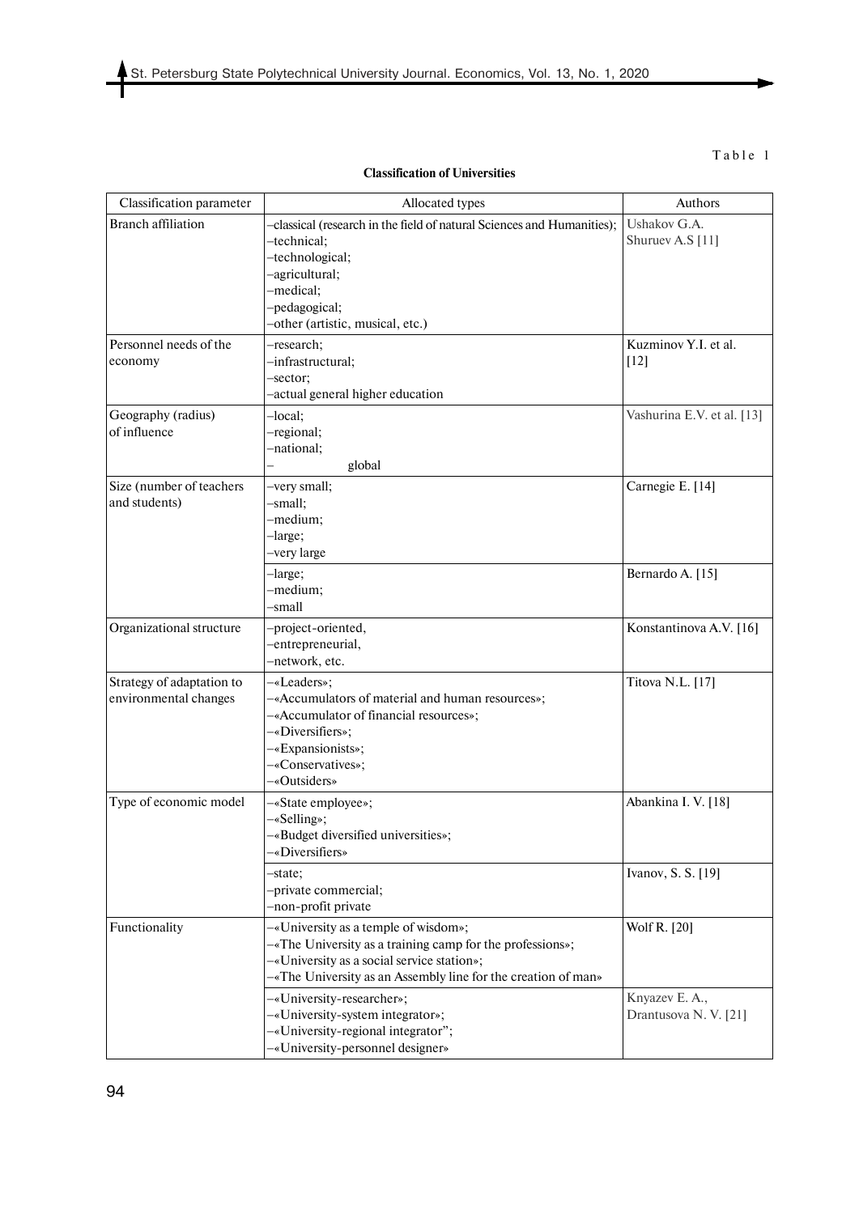Table 1

**Classification of Universities**

| Classification parameter | Allocated types | Authors |
|---|---|---|
| Branch affiliation | –classical (research in the field of natural Sciences and Humanities);<br>–technical;<br>–technological;<br>–agricultural;<br>–medical;<br>–pedagogical;<br>–other (artistic, musical, etc.) | Ushakov G.A.<br>Shuruev A.S [11] |
| Personnel needs of the economy | –research;<br>–infrastructural;<br>–sector;<br>–actual general higher education | Kuzminov Y.I. et al. [12] |
| Geography (radius) of influence | –local;<br>–regional;<br>–national;<br>– global | Vashurina E.V. et al. [13] |
| Size (number of teachers and students) | –very small;<br>–small;<br>–medium;<br>–large;<br>–very large | Carnegie E. [14] |
| | –large;<br>–medium;<br>–small | Bernardo A. [15] |
| Organizational structure | –project-oriented,<br>–entrepreneurial,<br>–network, etc. | Konstantinova A.V. [16] |
| Strategy of adaptation to environmental changes | –«Leaders»;<br>–«Accumulators of material and human resources»;<br>–«Accumulator of financial resources»;<br>–«Diversifiers»;<br>–«Expansionists»;<br>–«Conservatives»;<br>–«Outsiders» | Titova N.L. [17] |
| Type of economic model | –«State employee»;<br>–«Selling»;<br>–«Budget diversified universities»;<br>–«Diversifiers» | Abankina I. V. [18] |
| | –state;<br>–private commercial;<br>–non-profit private | Ivanov, S. S. [19] |
| Functionality | –«University as a temple of wisdom»;<br>–«The University as a training camp for the professions»;<br>–«University as a social service station»;<br>–«The University as an Assembly line for the creation of man» | Wolf R. [20] |
| | –«University-researcher»;<br>–«University-system integrator»;<br>–«University-regional integrator";<br>–«University-personnel designer» | Knyazev E. A.,<br>Drantusova N. V. [21] |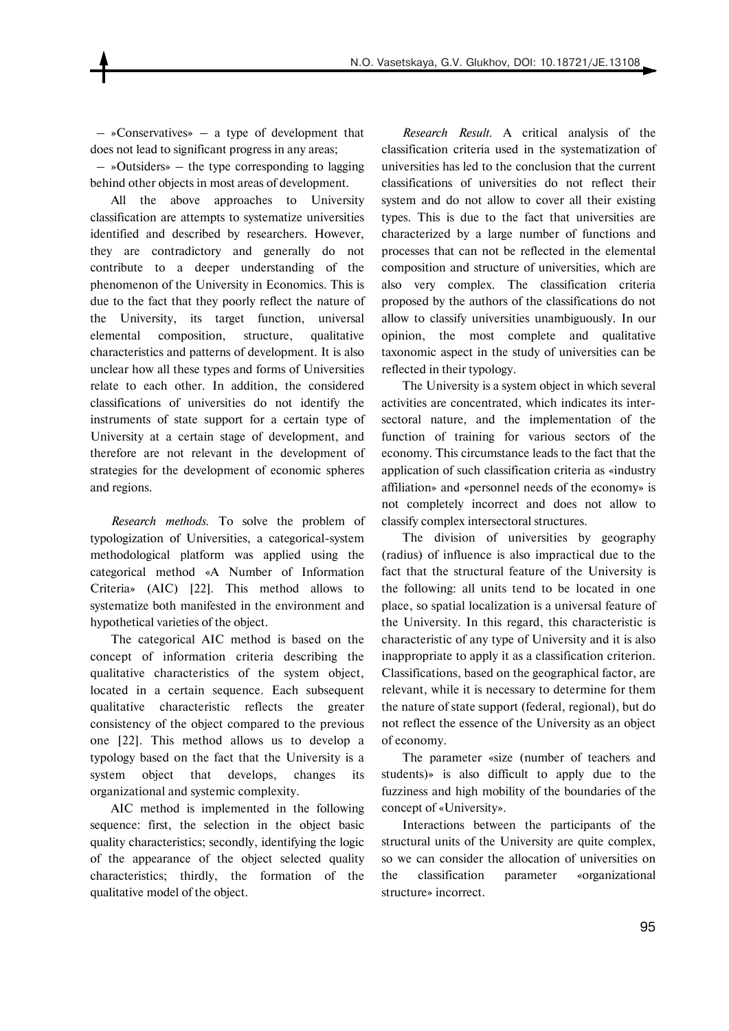– »Conservatives» – a type of development that does not lead to significant progress in any areas;

– »Outsiders» – the type corresponding to lagging behind other objects in most areas of development.

All the above approaches to University classification are attempts to systematize universities identified and described by researchers. However, they are contradictory and generally do not contribute to a deeper understanding of the phenomenon of the University in Economics. This is due to the fact that they poorly reflect the nature of the University, its target function, universal elemental composition, structure, qualitative characteristics and patterns of development. It is also unclear how all these types and forms of Universities relate to each other. In addition, the considered classifications of universities do not identify the instruments of state support for a certain type of University at a certain stage of development, and therefore are not relevant in the development of strategies for the development of economic spheres and regions.

*Research methods.* To solve the problem of typologization of Universities, a categorical-system methodological platform was applied using the categorical method «A Number of Information Criteria» (AIC) [22]. This method allows to systematize both manifested in the environment and hypothetical varieties of the object.

The categorical AIC method is based on the concept of information criteria describing the qualitative characteristics of the system object, located in a certain sequence. Each subsequent qualitative characteristic reflects the greater consistency of the object compared to the previous one [22]. This method allows us to develop a typology based on the fact that the University is a system object that develops, changes its organizational and systemic complexity.

AIC method is implemented in the following sequence: first, the selection in the object basic quality characteristics; secondly, identifying the logic of the appearance of the object selected quality characteristics; thirdly, the formation of the qualitative model of the object.

*Research Result.* A critical analysis of the classification criteria used in the systematization of universities has led to the conclusion that the current classifications of universities do not reflect their system and do not allow to cover all their existing types. This is due to the fact that universities are characterized by a large number of functions and processes that can not be reflected in the elemental composition and structure of universities, which are also very complex. The classification criteria proposed by the authors of the classifications do not allow to classify universities unambiguously. In our opinion, the most complete and qualitative taxonomic aspect in the study of universities can be reflected in their typology.

The University is a system object in which several activities are concentrated, which indicates its inter-sectoral nature, and the implementation of the function of training for various sectors of the economy. This circumstance leads to the fact that the application of such classification criteria as «industry affiliation» and «personnel needs of the economy» is not completely incorrect and does not allow to classify complex intersectoral structures.

The division of universities by geography (radius) of influence is also impractical due to the fact that the structural feature of the University is the following: all units tend to be located in one place, so spatial localization is a universal feature of the University. In this regard, this characteristic is characteristic of any type of University and it is also inappropriate to apply it as a classification criterion. Classifications, based on the geographical factor, are relevant, while it is necessary to determine for them the nature of state support (federal, regional), but do not reflect the essence of the University as an object of economy.

The parameter «size (number of teachers and students)» is also difficult to apply due to the fuzziness and high mobility of the boundaries of the concept of «University».

Interactions between the participants of the structural units of the University are quite complex, so we can consider the allocation of universities on the classification parameter «organizational structure» incorrect.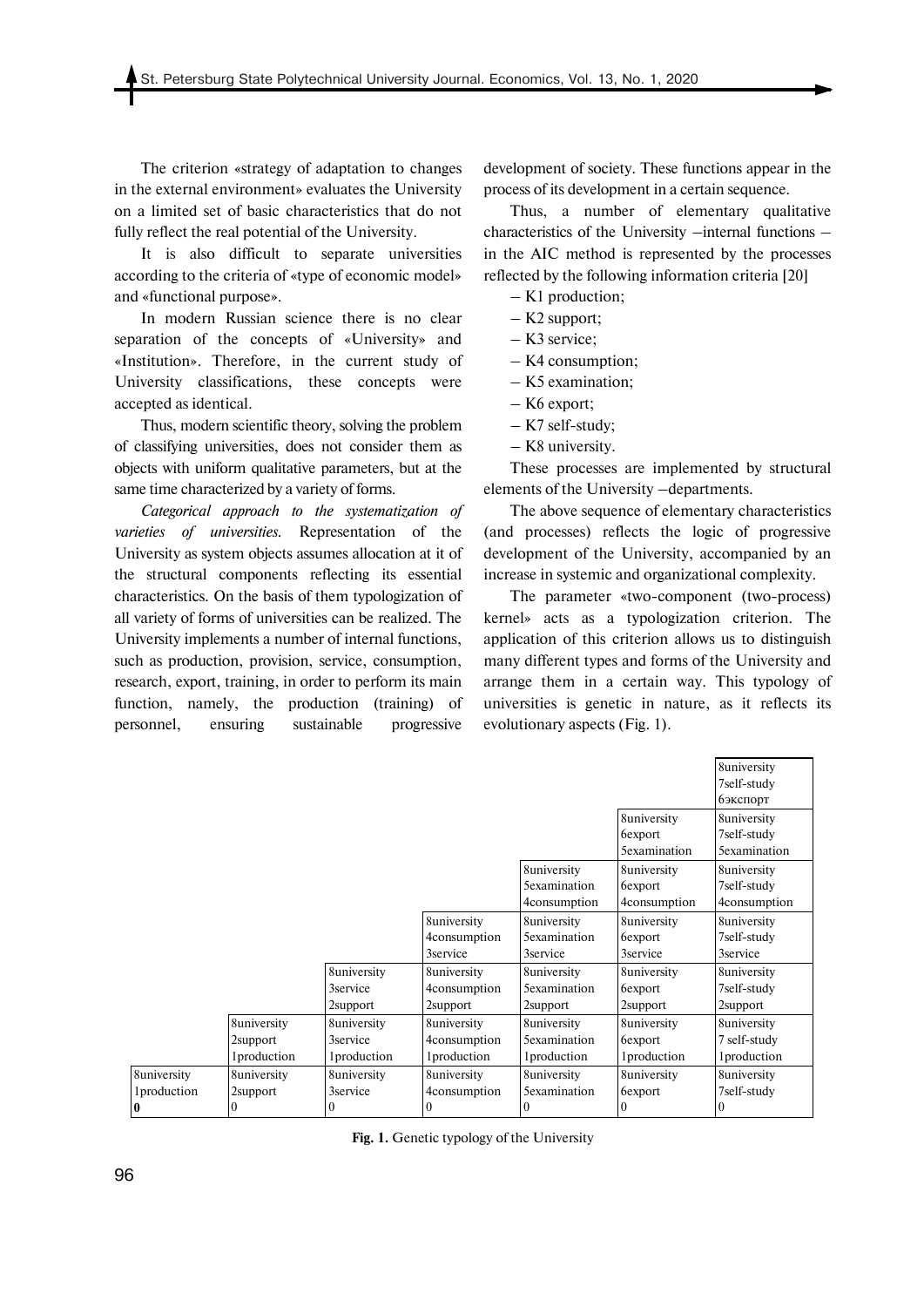The criterion «strategy of adaptation to changes in the external environment» evaluates the University on a limited set of basic characteristics that do not fully reflect the real potential of the University.

It is also difficult to separate universities according to the criteria of «type of economic model» and «functional purpose».

In modern Russian science there is no clear separation of the concepts of «University» and «Institution». Therefore, in the current study of University classifications, these concepts were accepted as identical.

Thus, modern scientific theory, solving the problem of classifying universities, does not consider them as objects with uniform qualitative parameters, but at the same time characterized by a variety of forms.

*Categorical approach to the systematization of varieties of universities.* Representation of the University as system objects assumes allocation at it of the structural components reflecting its essential characteristics. On the basis of them typologization of all variety of forms of universities can be realized. The University implements a number of internal functions, such as production, provision, service, consumption, research, export, training, in order to perform its main function, namely, the production (training) of personnel, ensuring sustainable progressive development of society. These functions appear in the process of its development in a certain sequence.

Thus, a number of elementary qualitative characteristics of the University –internal functions – in the AIC method is represented by the processes reflected by the following information criteria [20]

– K1 production;
– K2 support;
– K3 service;
– K4 consumption;
– K5 examination;
– K6 export;
– K7 self-study;
– K8 university.

These processes are implemented by structural elements of the University –departments.

The above sequence of elementary characteristics (and processes) reflects the logic of progressive development of the University, accompanied by an increase in systemic and organizational complexity.

The parameter «two-component (two-process) kernel» acts as a typologization criterion. The application of this criterion allows us to distinguish many different types and forms of the University and arrange them in a certain way. This typology of universities is genetic in nature, as it reflects its evolutionary aspects (Fig. 1).

| | | | | | | |
|---|---|---|---|---|---|---|
| | | | | | | 8university 7self-study 6экспорт |
| | | | | | 8university 6export 5examination | 8university 7self-study 5examination |
| | | | | 8university 5examination 4consumption | 8university 6export 4consumption | 8university 7self-study 4consumption |
| | | | 8university 4consumption 3service | 8university 5examination 3service | 8university 6export 3service | 8university 7self-study 3service |
| | | 8university 3service 2support | 8university 4consumption 2support | 8university 5examination 2support | 8university 6export 2support | 8university 7self-study 2support |
| | 8university 2support 1production | 8university 3service 1production | 8university 4consumption 1production | 8university 5examination 1production | 8university 6export 1production | 8university 7 self-study 1production |
| 8university 1production **0** | 8university 2support 0 | 8university 3service 0 | 8university 4consumption 0 | 8university 5examination 0 | 8university 6export 0 | 8university 7self-study 0 |

**Fig. 1.** Genetic typology of the University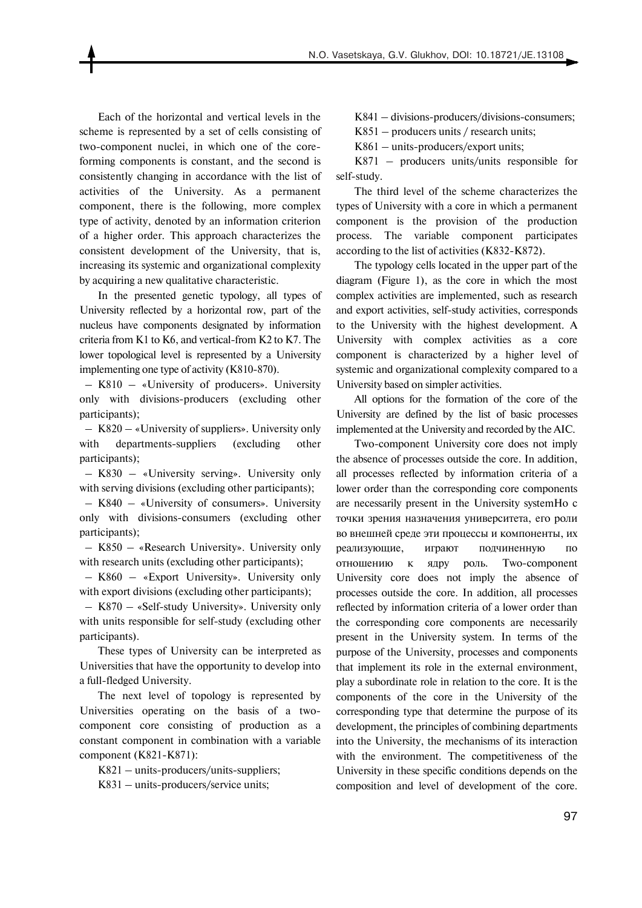Each of the horizontal and vertical levels in the scheme is represented by a set of cells consisting of two-component nuclei, in which one of the core-forming components is constant, and the second is consistently changing in accordance with the list of activities of the University. As a permanent component, there is the following, more complex type of activity, denoted by an information criterion of a higher order. This approach characterizes the consistent development of the University, that is, increasing its systemic and organizational complexity by acquiring a new qualitative characteristic.

In the presented genetic typology, all types of University reflected by a horizontal row, part of the nucleus have components designated by information criteria from K1 to K6, and vertical-from K2 to K7. The lower topological level is represented by a University implementing one type of activity (K810-870).

– K810 – «University of producers». University only with divisions-producers (excluding other participants);

– K820 – «University of suppliers». University only with departments-suppliers (excluding other participants);

– K830 – «University serving». University only with serving divisions (excluding other participants);

– K840 – «University of consumers». University only with divisions-consumers (excluding other participants);

– K850 – «Research University». University only with research units (excluding other participants);

– K860 – «Export University». University only with export divisions (excluding other participants);

– K870 – «Self-study University». University only with units responsible for self-study (excluding other participants).

These types of University can be interpreted as Universities that have the opportunity to develop into a full-fledged University.

The next level of topology is represented by Universities operating on the basis of a two-component core consisting of production as a constant component in combination with a variable component (K821-K871):

K821 – units-producers/units-suppliers;

K831 – units-producers/service units;

K841 – divisions-producers/divisions-consumers;

K851 – producers units / research units;

K861 – units-producers/export units;

K871 – producers units/units responsible for self-study.

The third level of the scheme characterizes the types of University with a core in which a permanent component is the provision of the production process. The variable component participates according to the list of activities (K832-K872).

The typology cells located in the upper part of the diagram (Figure 1), as the core in which the most complex activities are implemented, such as research and export activities, self-study activities, corresponds to the University with the highest development. A University with complex activities as a core component is characterized by a higher level of systemic and organizational complexity compared to a University based on simpler activities.

All options for the formation of the core of the University are defined by the list of basic processes implemented at the University and recorded by the AIC.

Two-component University core does not imply the absence of processes outside the core. In addition, all processes reflected by information criteria of a lower order than the corresponding core components are necessarily present in the University systemНо с точки зрения назначения университета, его роли во внешней среде эти процессы и компоненты, их реализующие, играют подчиненную по отношению к ядру роль. Two-component University core does not imply the absence of processes outside the core. In addition, all processes reflected by information criteria of a lower order than the corresponding core components are necessarily present in the University system. In terms of the purpose of the University, processes and components that implement its role in the external environment, play a subordinate role in relation to the core. It is the components of the core in the University of the corresponding type that determine the purpose of its development, the principles of combining departments into the University, the mechanisms of its interaction with the environment. The competitiveness of the University in these specific conditions depends on the composition and level of development of the core.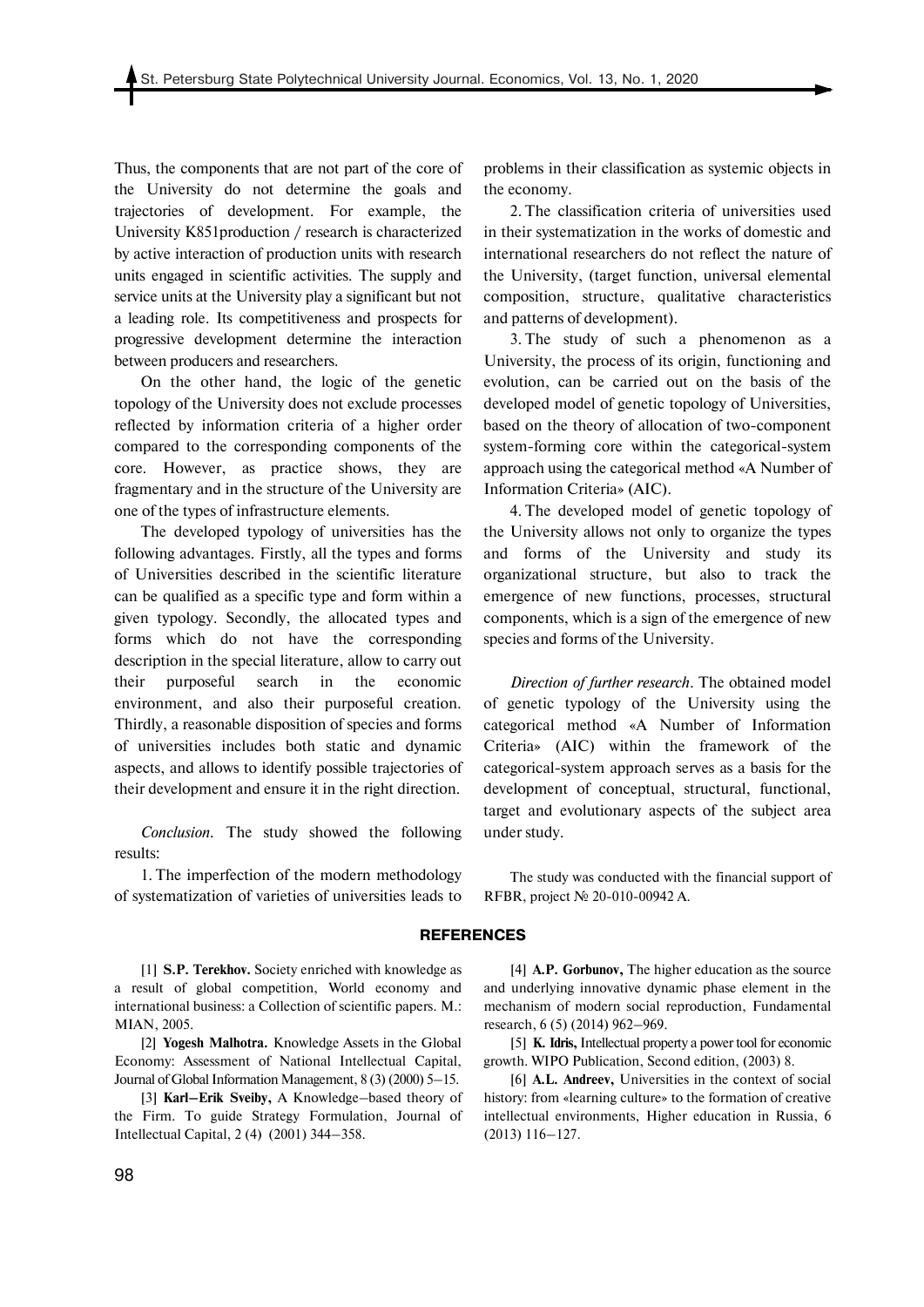Thus, the components that are not part of the core of the University do not determine the goals and trajectories of development. For example, the University K851production / research is characterized by active interaction of production units with research units engaged in scientific activities. The supply and service units at the University play a significant but not a leading role. Its competitiveness and prospects for progressive development determine the interaction between producers and researchers.

On the other hand, the logic of the genetic topology of the University does not exclude processes reflected by information criteria of a higher order compared to the corresponding components of the core. However, as practice shows, they are fragmentary and in the structure of the University are one of the types of infrastructure elements.

The developed typology of universities has the following advantages. Firstly, all the types and forms of Universities described in the scientific literature can be qualified as a specific type and form within a given typology. Secondly, the allocated types and forms which do not have the corresponding description in the special literature, allow to carry out their purposeful search in the economic environment, and also their purposeful creation. Thirdly, a reasonable disposition of species and forms of universities includes both static and dynamic aspects, and allows to identify possible trajectories of their development and ensure it in the right direction.

*Conclusion.* The study showed the following results:

1. The imperfection of the modern methodology of systematization of varieties of universities leads to problems in their classification as systemic objects in the economy.

2. The classification criteria of universities used in their systematization in the works of domestic and international researchers do not reflect the nature of the University, (target function, universal elemental composition, structure, qualitative characteristics and patterns of development).

3. The study of such a phenomenon as a University, the process of its origin, functioning and evolution, can be carried out on the basis of the developed model of genetic topology of Universities, based on the theory of allocation of two-component system-forming core within the categorical-system approach using the categorical method «A Number of Information Criteria» (AIC).

4. The developed model of genetic topology of the University allows not only to organize the types and forms of the University and study its organizational structure, but also to track the emergence of new functions, processes, structural components, which is a sign of the emergence of new species and forms of the University.

*Direction of further research.* The obtained model of genetic typology of the University using the categorical method «A Number of Information Criteria» (AIC) within the framework of the categorical-system approach serves as a basis for the development of conceptual, structural, functional, target and evolutionary aspects of the subject area under study.

The study was conducted with the financial support of RFBR, project № 20-010-00942 A.

## REFERENCES

[1] **S.P. Terekhov.** Society enriched with knowledge as a result of global competition, World economy and international business: a Collection of scientific papers. M.: MIAN, 2005.

[2] **Yogesh Malhotra.** Knowledge Assets in the Global Economy: Assessment of National Intellectual Capital, Journal of Global Information Management, 8 (3) (2000) 5–15.

[3] **Karl–Erik Sveiby,** A Knowledge–based theory of the Firm. To guide Strategy Formulation, Journal of Intellectual Capital, 2 (4) (2001) 344–358.

[4] **A.P. Gorbunov,** The higher education as the source and underlying innovative dynamic phase element in the mechanism of modern social reproduction, Fundamental research, 6 (5) (2014) 962–969.

[5] **K. Idris,** Intellectual property a power tool for economic growth. WIPO Publication, Second edition, (2003) 8.

[6] **A.L. Andreev,** Universities in the context of social history: from «learning culture» to the formation of creative intellectual environments, Higher education in Russia, 6 (2013) 116–127.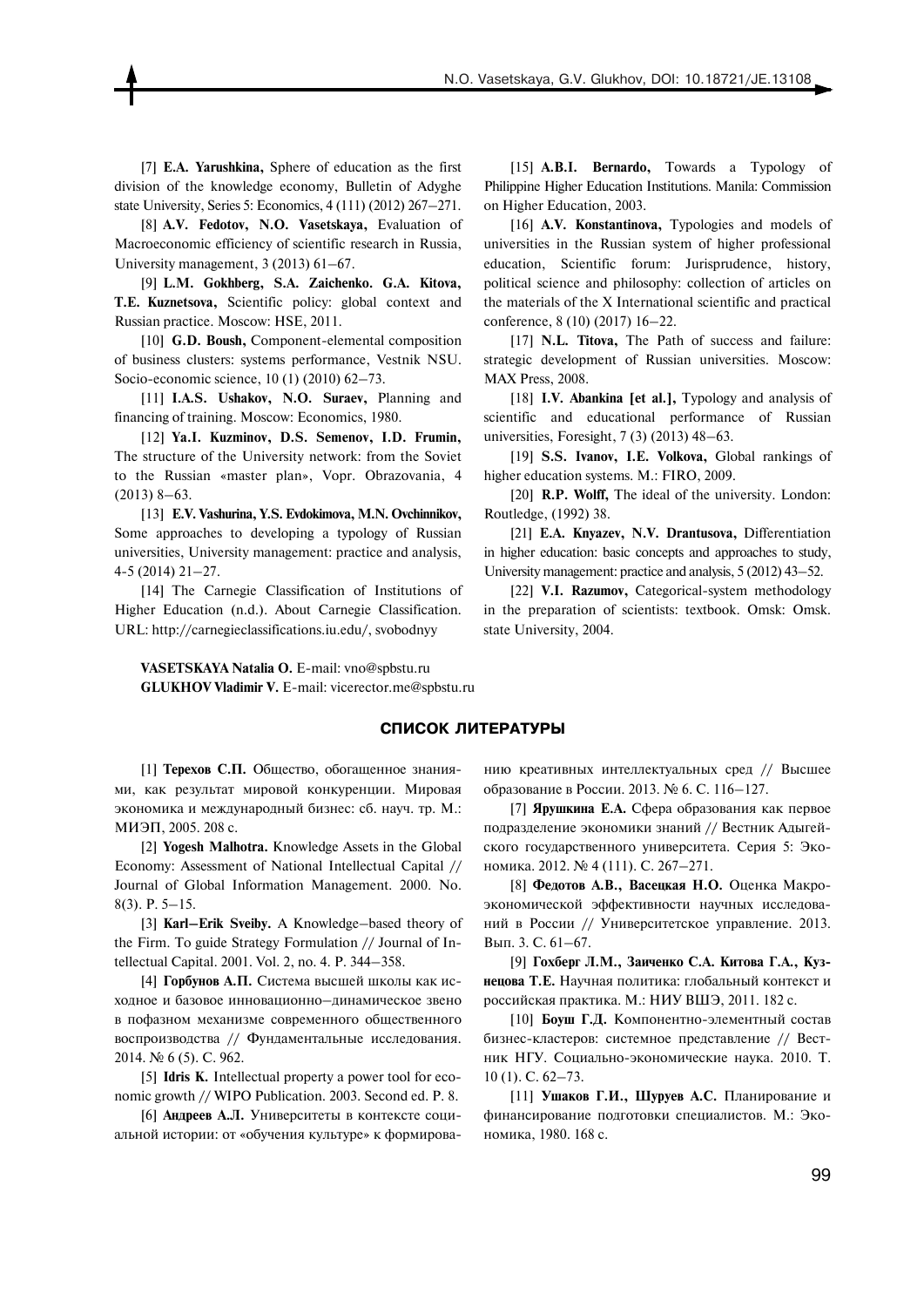[7] **E.A. Yarushkina,** Sphere of education as the first division of the knowledge economy, Bulletin of Adyghe state University, Series 5: Economics, 4 (111) (2012) 267–271.

[8] **A.V. Fedotov, N.O. Vasetskaya,** Evaluation of Macroeconomic efficiency of scientific research in Russia, University management, 3 (2013) 61–67.

[9] **L.M. Gokhberg, S.A. Zaichenko. G.A. Kitova, T.E. Kuznetsova,** Scientific policy: global context and Russian practice. Moscow: HSE, 2011.

[10] **G.D. Boush,** Component-elemental composition of business clusters: systems performance, Vestnik NSU. Socio-economic science, 10 (1) (2010) 62–73.

[11] **I.A.S. Ushakov, N.O. Suraev,** Planning and financing of training. Moscow: Economics, 1980.

[12] **Ya.I. Kuzminov, D.S. Semenov, I.D. Frumin,** The structure of the University network: from the Soviet to the Russian «master plan», Vopr. Obrazovania, 4 (2013) 8–63.

[13] **E.V. Vashurina, Y.S. Evdokimova, M.N. Ovchinnikov,** Some approaches to developing a typology of Russian universities, University management: practice and analysis, 4-5 (2014) 21–27.

[14] The Carnegie Classification of Institutions of Higher Education (n.d.). About Carnegie Classification. URL: http://carnegieclassifications.iu.edu/, svobodnyy

[15] **A.B.I. Bernardo,** Towards a Typology of Philippine Higher Education Institutions. Manila: Commission on Higher Education, 2003.

[16] **A.V. Konstantinova,** Typologies and models of universities in the Russian system of higher professional education, Scientific forum: Jurisprudence, history, political science and philosophy: collection of articles on the materials of the X International scientific and practical conference, 8 (10) (2017) 16–22.

[17] **N.L. Titova,** The Path of success and failure: strategic development of Russian universities. Moscow: MAX Press, 2008.

[18] **I.V. Abankina [et al.],** Typology and analysis of scientific and educational performance of Russian universities, Foresight, 7 (3) (2013) 48–63.

[19] **S.S. Ivanov, I.E. Volkova,** Global rankings of higher education systems. M.: FIRO, 2009.

[20] **R.P. Wolff,** The ideal of the university. London: Routledge, (1992) 38.

[21] **E.A. Knyazev, N.V. Drantusova,** Differentiation in higher education: basic concepts and approaches to study, University management: practice and analysis, 5 (2012) 43–52.

[22] **V.I. Razumov,** Categorical-system methodology in the preparation of scientists: textbook. Omsk: Omsk. state University, 2004.

**VASETSKAYA Natalia O.** E-mail: vno@spbstu.ru
**GLUKHOV Vladimir V.** E-mail: vicerector.me@spbstu.ru

## СПИСОК ЛИТЕРАТУРЫ

[1] **Терехов С.П.** Общество, обогащенное знаниями, как результат мировой конкуренции. Мировая экономика и международный бизнес: сб. науч. тр. М.: МИЭП, 2005. 208 с.

[2] **Yogesh Malhotra.** Knowledge Assets in the Global Economy: Assessment of National Intellectual Capital // Journal of Global Information Management. 2000. No. 8(3). P. 5–15.

[3] **Karl–Erik Sveiby.** A Knowledge–based theory of the Firm. To guide Strategy Formulation // Journal of Intellectual Capital. 2001. Vol. 2, no. 4. P. 344–358.

[4] **Горбунов А.П.** Система высшей школы как исходное и базовое инновационно–динамическое звено в пофазном механизме современного общественного воспроизводства // Фундаментальные исследования. 2014. № 6 (5). С. 962.

[5] **Idris K.** Intellectual property a power tool for economic growth // WIPO Publication. 2003. Second ed. P. 8.

[6] **Андреев А.Л.** Университеты в контексте социальной истории: от «обучения культуре» к формированию креативных интеллектуальных сред // Высшее образование в России. 2013. № 6. С. 116–127.

[7] **Ярушкина Е.А.** Сфера образования как первое подразделение экономики знаний // Вестник Адыгейского государственного университета. Серия 5: Экономика. 2012. № 4 (111). С. 267–271.

[8] **Федотов А.В., Васецкая Н.О.** Оценка Макроэкономической эффективности научных исследований в России // Университетское управление. 2013. Вып. 3. С. 61–67.

[9] **Гохберг Л.М., Заиченко С.А. Китова Г.А., Кузнецова Т.Е.** Научная политика: глобальный контекст и российская практика. М.: НИУ ВШЭ, 2011. 182 с.

[10] **Боуш Г.Д.** Компонентно-элементный состав бизнес-кластеров: системное представление // Вестник НГУ. Социально-экономические наука. 2010. Т. 10 (1). С. 62–73.

[11] **Ушаков Г.И., Шуруев А.С.** Планирование и финансирование подготовки специалистов. М.: Экономика, 1980. 168 с.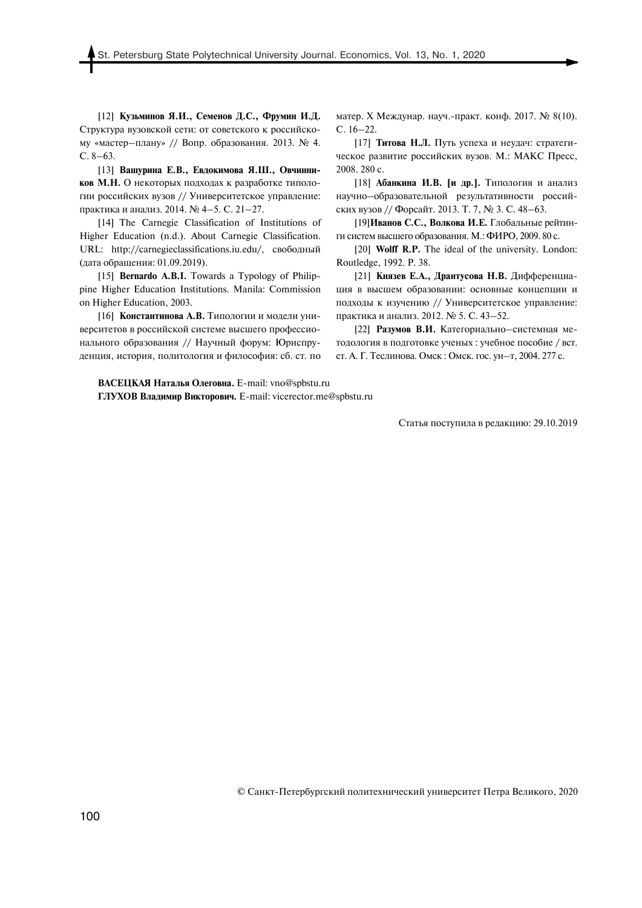[12] **Кузьминов Я.И., Семенов Д.С., Фрумин И.Д.** Структура вузовской сети: от советского к российскому «мастер–плану» // Вопр. образования. 2013. № 4. С. 8–63.

[13] **Вашурина Е.В., Евдокимова Я.Ш., Овчинников М.Н.** О некоторых подходах к разработке типологии российских вузов // Университетское управление: практика и анализ. 2014. № 4–5. С. 21–27.

[14] The Carnegie Classification of Institutions of Higher Education (n.d.). About Carnegie Classification. URL: http://carnegieclassifications.iu.edu/, свободный (дата обращения: 01.09.2019).

[15] **Bernardo A.B.I.** Towards a Typology of Philippine Higher Education Institutions. Manila: Commission on Higher Education, 2003.

[16] **Константинова А.В.** Типологии и модели университетов в российской системе высшего профессионального образования // Научный форум: Юриспруденция, история, политология и философия: сб. ст. по матер. X Междунар. науч.-практ. конф. 2017. № 8(10). С. 16–22.

[17] **Титова Н.Л.** Путь успеха и неудач: стратегическое развитие российских вузов. М.: МАКС Пресс, 2008. 280 с.

[18] **Абанкина И.В. [и др.].** Типология и анализ научно–образовательной результативности российских вузов // Форсайт. 2013. Т. 7, № 3. С. 48–63.

[19] **Иванов С.С., Волкова И.Е.** Глобальные рейтинги систем высшего образования. М.: ФИРО, 2009. 80 с.

[20] **Wolff R.P.** The ideal of the university. London: Routledge, 1992. P. 38.

[21] **Князев Е.А., Дрантусова Н.В.** Дифференциация в высшем образовании: основные концепции и подходы к изучению // Университетское управление: практика и анализ. 2012. № 5. С. 43–52.

[22] **Разумов В.И.** Категориально–системная методология в подготовке ученых : учебное пособие / вст. ст. А. Г. Теслинова. Омск : Омск. гос. ун–т, 2004. 277 с.

**ВАСЕЦКАЯ Наталья Олеговна.** E-mail: vno@spbstu.ru
**ГЛУХОВ Владимир Викторович.** E-mail: vicerector.me@spbstu.ru

Статья поступила в редакцию: 29.10.2019

© Санкт-Петербургский политехнический университет Петра Великого, 2020